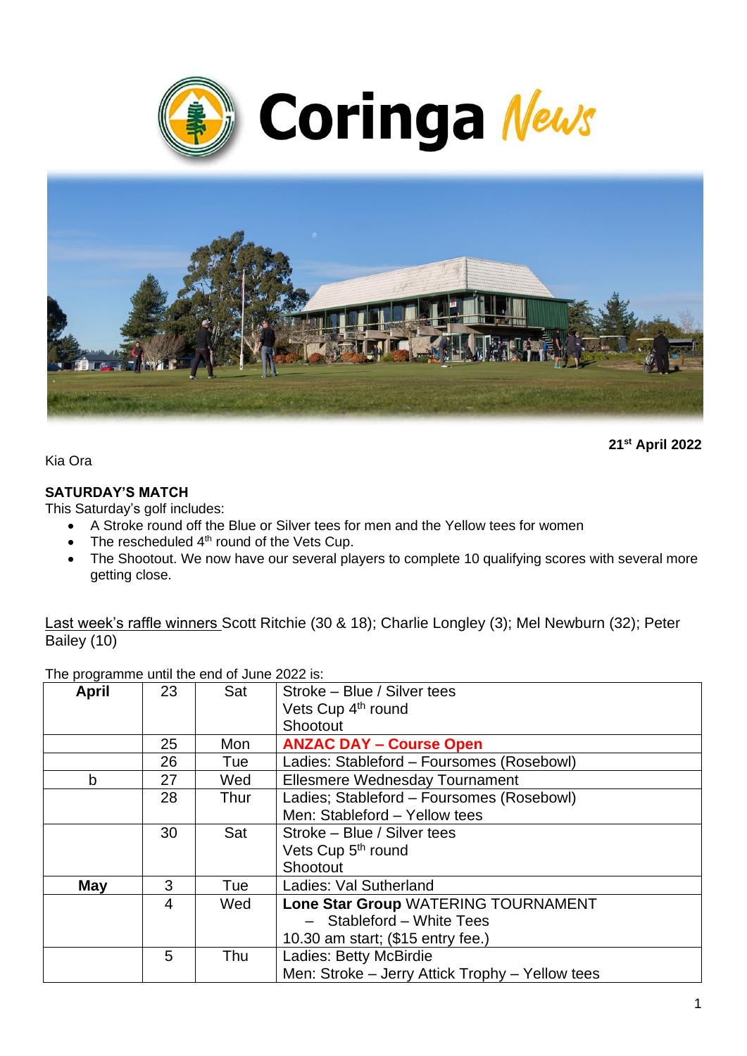# Coringa News

**21st April 2022**

Kia Ora

**SATURDAY'S MATCH**

This Saturday's golf includes:

- A Stroke round off the Blue or Silver tees for men and the Yellow tees for women
- The rescheduled 4th round of the Vets Cup.
- The Shootout. We now have our several players to complete 10 qualifying scores with several more getting close.

Last week's raffle winners Scott Ritchie (30 & 18); Charlie Longley (3); Mel Newburn (32); Peter Bailey (10)

The programme until the end of June 2022 is:

| | | | |
|---|---|---|---|
| **April** | 23 | Sat | Stroke – Blue / Silver tees<br>Vets Cup 4th round<br>Shootout |
| | 25 | Mon | **ANZAC DAY – Course Open** |
| | 26 | Tue | Ladies: Stableford – Foursomes (Rosebowl) |
| b | 27 | Wed | Ellesmere Wednesday Tournament |
| | 28 | Thur | Ladies; Stableford – Foursomes (Rosebowl)<br>Men: Stableford – Yellow tees |
| | 30 | Sat | Stroke – Blue / Silver tees<br>Vets Cup 5th round<br>Shootout |
| **May** | 3 | Tue | Ladies: Val Sutherland |
| | 4 | Wed | **Lone Star Group** WATERING TOURNAMENT<br>– Stableford – White Tees<br>10.30 am start; ($15 entry fee.) |
| | 5 | Thu | Ladies: Betty McBirdie<br>Men: Stroke – Jerry Attick Trophy – Yellow tees |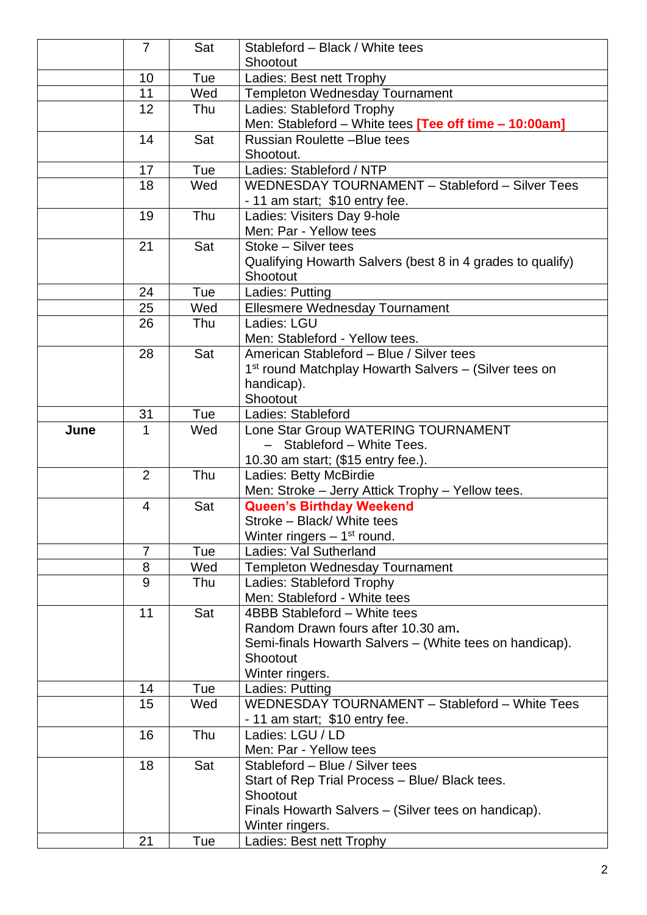| | | | |
|---|---|---|---|
| | 7 | Sat | Stableford – Black / White tees<br>Shootout |
| | 10 | Tue | Ladies: Best nett Trophy |
| | 11 | Wed | Templeton Wednesday Tournament |
| | 12 | Thu | Ladies: Stableford Trophy<br>Men: Stableford – White tees **[Tee off time – 10:00am]** |
| | 14 | Sat | Russian Roulette –Blue tees<br>Shootout. |
| | 17 | Tue | Ladies: Stableford / NTP |
| | 18 | Wed | WEDNESDAY TOURNAMENT – Stableford – Silver Tees - 11 am start; $10 entry fee. |
| | 19 | Thu | Ladies: Visiters Day 9-hole<br>Men: Par - Yellow tees |
| | 21 | Sat | Stoke – Silver tees<br>Qualifying Howarth Salvers (best 8 in 4 grades to qualify)<br>Shootout |
| | 24 | Tue | Ladies: Putting |
| | 25 | Wed | Ellesmere Wednesday Tournament |
| | 26 | Thu | Ladies: LGU<br>Men: Stableford - Yellow tees. |
| | 28 | Sat | American Stableford – Blue / Silver tees<br>1st round Matchplay Howarth Salvers – (Silver tees on handicap).<br>Shootout |
| | 31 | Tue | Ladies: Stableford |
| **June** | 1 | Wed | Lone Star Group WATERING TOURNAMENT<br>– Stableford – White Tees.<br>10.30 am start; ($15 entry fee.). |
| | 2 | Thu | Ladies: Betty McBirdie<br>Men: Stroke – Jerry Attick Trophy – Yellow tees. |
| | 4 | Sat | **Queen's Birthday Weekend**<br>Stroke – Black/ White tees<br>Winter ringers – 1st round. |
| | 7 | Tue | Ladies: Val Sutherland |
| | 8 | Wed | Templeton Wednesday Tournament |
| | 9 | Thu | Ladies: Stableford Trophy<br>Men: Stableford - White tees |
| | 11 | Sat | 4BBB Stableford – White tees<br>Random Drawn fours after 10.30 am**.**<br>Semi-finals Howarth Salvers – (White tees on handicap).<br>Shootout<br>Winter ringers. |
| | 14 | Tue | Ladies: Putting |
| | 15 | Wed | WEDNESDAY TOURNAMENT – Stableford – White Tees - 11 am start; $10 entry fee. |
| | 16 | Thu | Ladies: LGU / LD<br>Men: Par - Yellow tees |
| | 18 | Sat | Stableford – Blue / Silver tees<br>Start of Rep Trial Process – Blue/ Black tees.<br>Shootout<br>Finals Howarth Salvers – (Silver tees on handicap).<br>Winter ringers. |
| | 21 | Tue | Ladies: Best nett Trophy |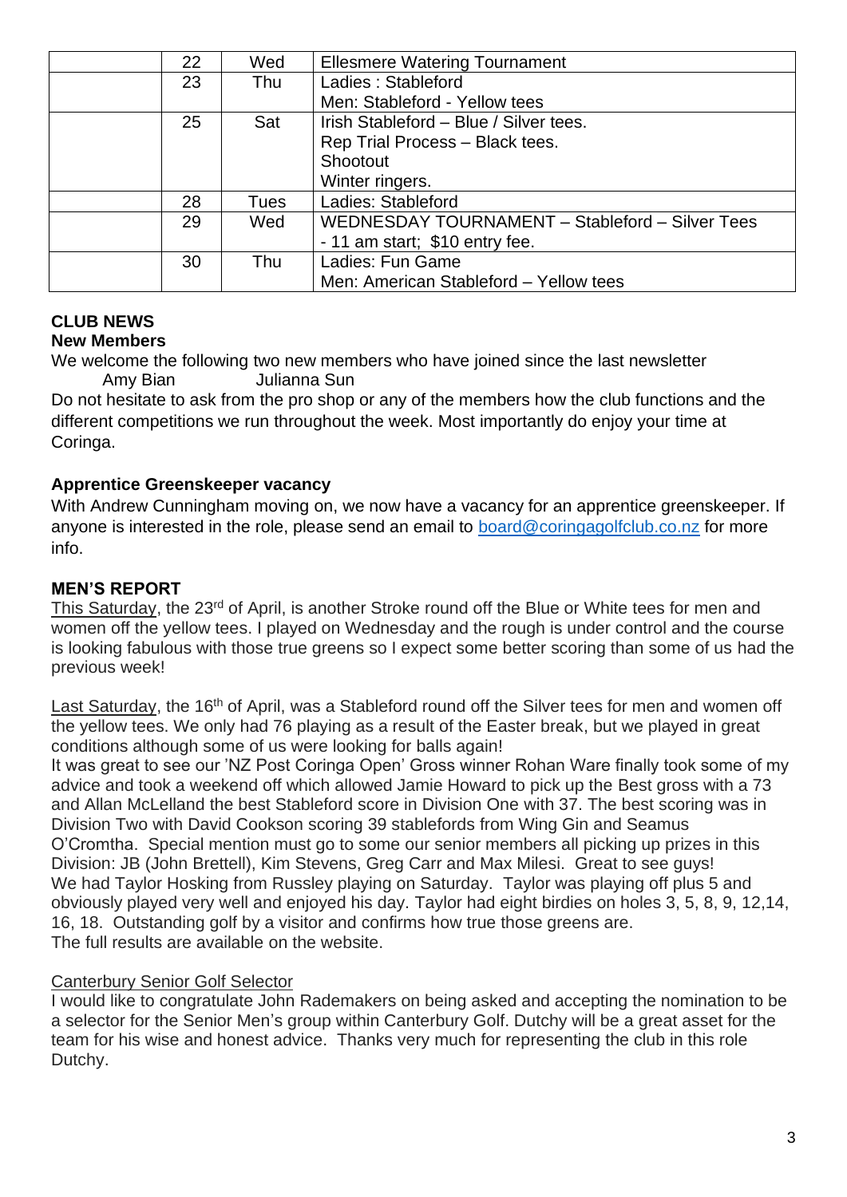| | 22 | Wed | Ellesmere Watering Tournament |
|---|---|---|---|
| | 23 | Thu | Ladies : Stableford<br>Men: Stableford - Yellow tees |
| | 25 | Sat | Irish Stableford – Blue / Silver tees.<br>Rep Trial Process – Black tees.<br>Shootout<br>Winter ringers. |
| | 28 | Tues | Ladies: Stableford |
| | 29 | Wed | WEDNESDAY TOURNAMENT – Stableford – Silver Tees<br>- 11 am start; $10 entry fee. |
| | 30 | Thu | Ladies: Fun Game<br>Men: American Stableford – Yellow tees |

## CLUB NEWS

### New Members

We welcome the following two new members who have joined since the last newsletter

Amy Bian Julianna Sun

Do not hesitate to ask from the pro shop or any of the members how the club functions and the different competitions we run throughout the week. Most importantly do enjoy your time at Coringa.

### Apprentice Greenskeeper vacancy

With Andrew Cunningham moving on, we now have a vacancy for an apprentice greenskeeper. If anyone is interested in the role, please send an email to board@coringagolfclub.co.nz for more info.

## MEN'S REPORT

This Saturday, the 23rd of April, is another Stroke round off the Blue or White tees for men and women off the yellow tees. I played on Wednesday and the rough is under control and the course is looking fabulous with those true greens so I expect some better scoring than some of us had the previous week!

Last Saturday, the 16th of April, was a Stableford round off the Silver tees for men and women off the yellow tees. We only had 76 playing as a result of the Easter break, but we played in great conditions although some of us were looking for balls again!

It was great to see our 'NZ Post Coringa Open' Gross winner Rohan Ware finally took some of my advice and took a weekend off which allowed Jamie Howard to pick up the Best gross with a 73 and Allan McLelland the best Stableford score in Division One with 37. The best scoring was in Division Two with David Cookson scoring 39 stablefords from Wing Gin and Seamus O'Cromtha. Special mention must go to some our senior members all picking up prizes in this Division: JB (John Brettell), Kim Stevens, Greg Carr and Max Milesi. Great to see guys!

We had Taylor Hosking from Russley playing on Saturday. Taylor was playing off plus 5 and obviously played very well and enjoyed his day. Taylor had eight birdies on holes 3, 5, 8, 9, 12,14, 16, 18. Outstanding golf by a visitor and confirms how true those greens are.

The full results are available on the website.

### Canterbury Senior Golf Selector

I would like to congratulate John Rademakers on being asked and accepting the nomination to be a selector for the Senior Men's group within Canterbury Golf. Dutchy will be a great asset for the team for his wise and honest advice. Thanks very much for representing the club in this role Dutchy.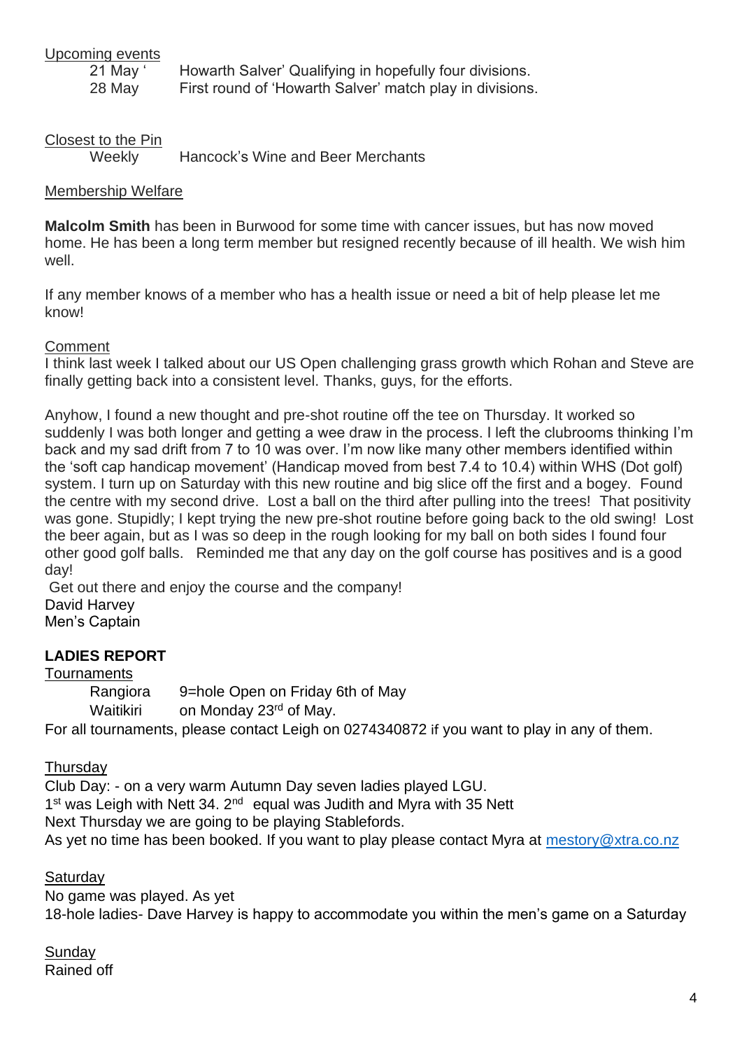Upcoming events

| | |
|---|---|
| 21 May ' | Howarth Salver' Qualifying in hopefully four divisions. |
| 28 May | First round of 'Howarth Salver' match play in divisions. |

Closest to the Pin

| | |
|---|---|
| Weekly | Hancock's Wine and Beer Merchants |

Membership Welfare

**Malcolm Smith** has been in Burwood for some time with cancer issues, but has now moved home. He has been a long term member but resigned recently because of ill health. We wish him well.

If any member knows of a member who has a health issue or need a bit of help please let me know!

Comment

I think last week I talked about our US Open challenging grass growth which Rohan and Steve are finally getting back into a consistent level. Thanks, guys, for the efforts.

Anyhow, I found a new thought and pre-shot routine off the tee on Thursday. It worked so suddenly I was both longer and getting a wee draw in the process. I left the clubrooms thinking I'm back and my sad drift from 7 to 10 was over. I'm now like many other members identified within the 'soft cap handicap movement' (Handicap moved from best 7.4 to 10.4) within WHS (Dot golf) system. I turn up on Saturday with this new routine and big slice off the first and a bogey. Found the centre with my second drive. Lost a ball on the third after pulling into the trees! That positivity was gone. Stupidly; I kept trying the new pre-shot routine before going back to the old swing! Lost the beer again, but as I was so deep in the rough looking for my ball on both sides I found four other good golf balls. Reminded me that any day on the golf course has positives and is a good day!

Get out there and enjoy the course and the company!

David Harvey
Men's Captain

**LADIES REPORT**

Tournaments

| | |
|---|---|
| Rangiora | 9=hole Open on Friday 6th of May |
| Waitikiri | on Monday 23rd of May. |

For all tournaments, please contact Leigh on 0274340872 if you want to play in any of them.

Thursday

Club Day: - on a very warm Autumn Day seven ladies played LGU.
1st was Leigh with Nett 34. 2nd equal was Judith and Myra with 35 Nett
Next Thursday we are going to be playing Stablefords.
As yet no time has been booked. If you want to play please contact Myra at mestory@xtra.co.nz

Saturday

No game was played. As yet
18-hole ladies- Dave Harvey is happy to accommodate you within the men's game on a Saturday

Sunday

Rained off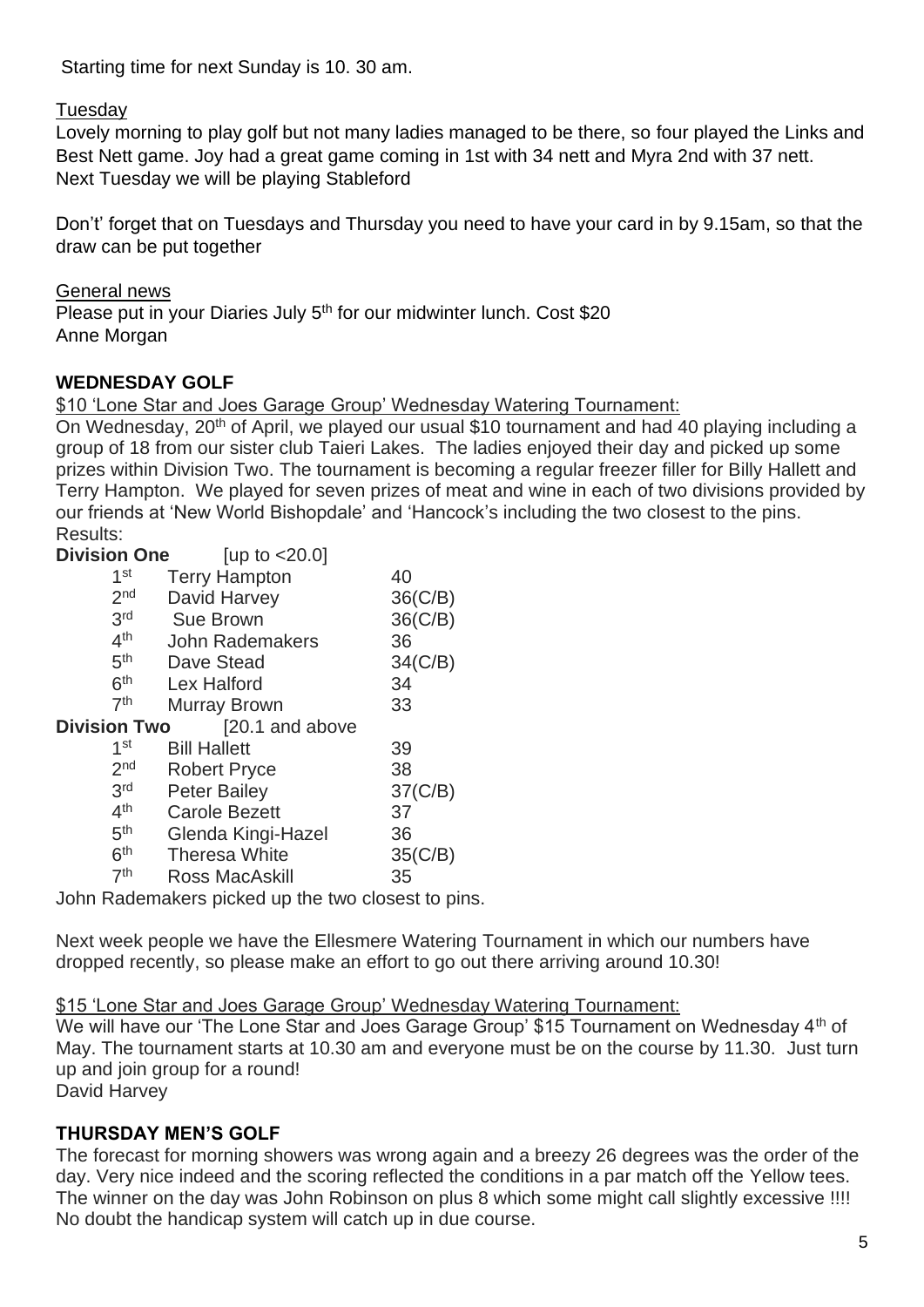Starting time for next Sunday is 10. 30 am.

Tuesday

Lovely morning to play golf but not many ladies managed to be there, so four played the Links and Best Nett game. Joy had a great game coming in 1st with 34 nett and Myra 2nd with 37 nett.
Next Tuesday we will be playing Stableford

Don't' forget that on Tuesdays and Thursday you need to have your card in by 9.15am, so that the draw can be put together

General news

Please put in your Diaries July 5th for our midwinter lunch. Cost $20
Anne Morgan

## WEDNESDAY GOLF

$10 'Lone Star and Joes Garage Group' Wednesday Watering Tournament:

On Wednesday, 20th of April, we played our usual $10 tournament and had 40 playing including a group of 18 from our sister club Taieri Lakes. The ladies enjoyed their day and picked up some prizes within Division Two. The tournament is becoming a regular freezer filler for Billy Hallett and Terry Hampton. We played for seven prizes of meat and wine in each of two divisions provided by our friends at 'New World Bishopdale' and 'Hancock's including the two closest to the pins.
Results:

**Division One** [up to <20.0]

| Place | Name | Score |
|---|---|---|
| 1st | Terry Hampton | 40 |
| 2nd | David Harvey | 36(C/B) |
| 3rd | Sue Brown | 36(C/B) |
| 4th | John Rademakers | 36 |
| 5th | Dave Stead | 34(C/B) |
| 6th | Lex Halford | 34 |
| 7th | Murray Brown | 33 |

**Division Two** [20.1 and above

| Place | Name | Score |
|---|---|---|
| 1st | Bill Hallett | 39 |
| 2nd | Robert Pryce | 38 |
| 3rd | Peter Bailey | 37(C/B) |
| 4th | Carole Bezett | 37 |
| 5th | Glenda Kingi-Hazel | 36 |
| 6th | Theresa White | 35(C/B) |
| 7th | Ross MacAskill | 35 |

John Rademakers picked up the two closest to pins.

Next week people we have the Ellesmere Watering Tournament in which our numbers have dropped recently, so please make an effort to go out there arriving around 10.30!

$15 'Lone Star and Joes Garage Group' Wednesday Watering Tournament:

We will have our 'The Lone Star and Joes Garage Group' $15 Tournament on Wednesday 4th of May. The tournament starts at 10.30 am and everyone must be on the course by 11.30. Just turn up and join group for a round!
David Harvey

## THURSDAY MEN'S GOLF

The forecast for morning showers was wrong again and a breezy 26 degrees was the order of the day. Very nice indeed and the scoring reflected the conditions in a par match off the Yellow tees. The winner on the day was John Robinson on plus 8 which some might call slightly excessive !!!! No doubt the handicap system will catch up in due course.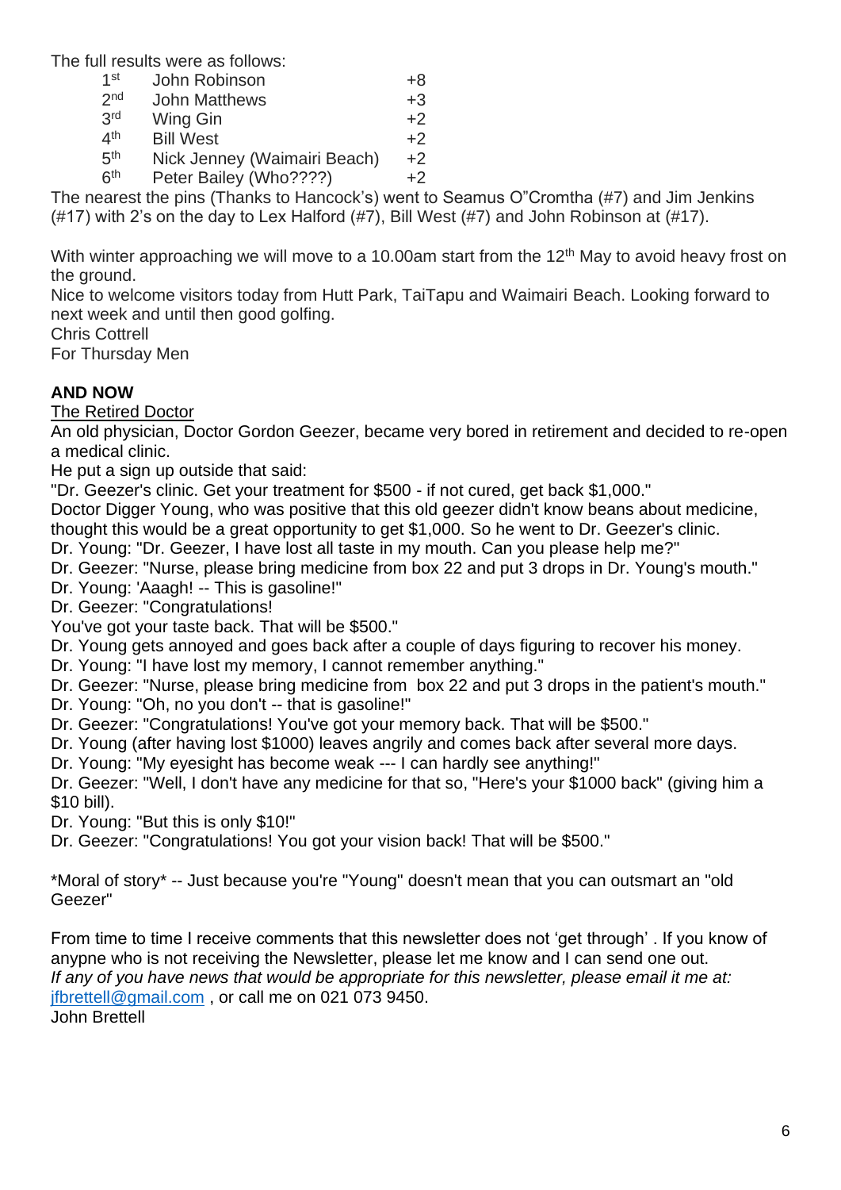The full results were as follows:

| | | |
|---|---|---|
| 1st | John Robinson | +8 |
| 2nd | John Matthews | +3 |
| 3rd | Wing Gin | +2 |
| 4th | Bill West | +2 |
| 5th | Nick Jenney (Waimairi Beach) | +2 |
| 6th | Peter Bailey (Who????) | +2 |

The nearest the pins (Thanks to Hancock's) went to Seamus O"Cromtha (#7) and Jim Jenkins (#17) with 2's on the day to Lex Halford (#7), Bill West (#7) and John Robinson at (#17).

With winter approaching we will move to a 10.00am start from the 12th May to avoid heavy frost on the ground.

Nice to welcome visitors today from Hutt Park, TaiTapu and Waimairi Beach. Looking forward to next week and until then good golfing.

Chris Cottrell

For Thursday Men

**AND NOW**

The Retired Doctor

An old physician, Doctor Gordon Geezer, became very bored in retirement and decided to re-open a medical clinic.

He put a sign up outside that said:

"Dr. Geezer's clinic. Get your treatment for $500 - if not cured, get back $1,000."

Doctor Digger Young, who was positive that this old geezer didn't know beans about medicine, thought this would be a great opportunity to get $1,000. So he went to Dr. Geezer's clinic.

Dr. Young: "Dr. Geezer, I have lost all taste in my mouth. Can you please help me?"

Dr. Geezer: "Nurse, please bring medicine from box 22 and put 3 drops in Dr. Young's mouth."

Dr. Young: 'Aaagh! -- This is gasoline!"

Dr. Geezer: "Congratulations!

You've got your taste back. That will be $500."

Dr. Young gets annoyed and goes back after a couple of days figuring to recover his money.

Dr. Young: "I have lost my memory, I cannot remember anything."

Dr. Geezer: "Nurse, please bring medicine from box 22 and put 3 drops in the patient's mouth."

Dr. Young: "Oh, no you don't -- that is gasoline!"

Dr. Geezer: "Congratulations! You've got your memory back. That will be $500."

Dr. Young (after having lost $1000) leaves angrily and comes back after several more days.

Dr. Young: "My eyesight has become weak --- I can hardly see anything!"

Dr. Geezer: "Well, I don't have any medicine for that so, "Here's your $1000 back" (giving him a $10 bill).

Dr. Young: "But this is only $10!"

Dr. Geezer: "Congratulations! You got your vision back! That will be $500."

*Moral of story* -- Just because you're "Young" doesn't mean that you can outsmart an "old Geezer"

From time to time I receive comments that this newsletter does not 'get through' . If you know of anypne who is not receiving the Newsletter, please let me know and I can send one out.

*If any of you have news that would be appropriate for this newsletter, please email it me at:* jfbrettell@gmail.com , or call me on 021 073 9450.

John Brettell